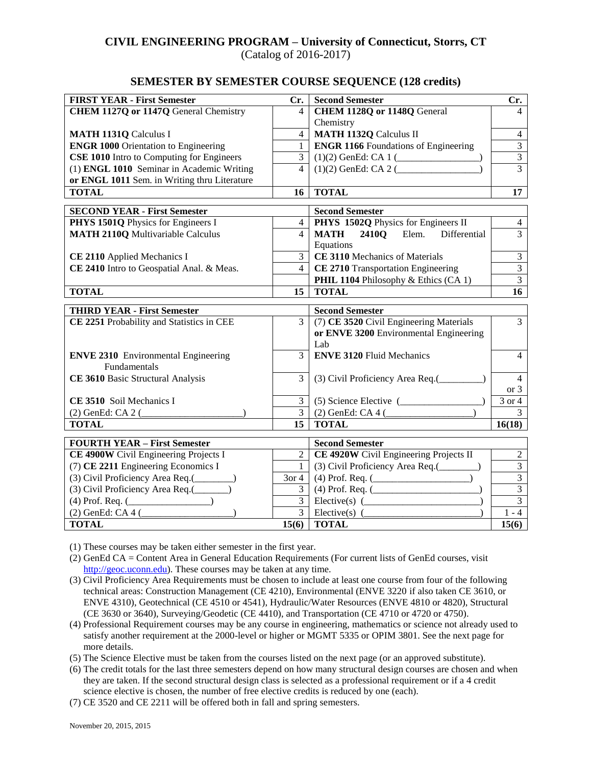# CIVIL ENGINEERING PROGRAM – University of Connecticut, Storrs, CT

(Catalog of 2016-2017)

## SEMESTER BY SEMESTER COURSE SEQUENCE (128 credits)

| FIRST YEAR - First Semester | Cr. | Second Semester | Cr. |
|---|---|---|---|
| **CHEM 1127Q or 1147Q** General Chemistry | 4 | **CHEM 1128Q or 1148Q** General Chemistry | 4 |
| **MATH 1131Q** Calculus I | 4 | **MATH 1132Q** Calculus II | 4 |
| **ENGR 1000** Orientation to Engineering | 1 | **ENGR 1166** Foundations of Engineering | 3 |
| **CSE 1010** Intro to Computing for Engineers | 3 | (1)(2) GenEd: CA 1 (________________) | 3 |
| (1) **ENGL 1010** Seminar in Academic Writing **or ENGL 1011** Sem. in Writing thru Literature | 4 | (1)(2) GenEd: CA 2 (________________) | 3 |
| **TOTAL** | **16** | **TOTAL** | **17** |

| SECOND YEAR - First Semester | | Second Semester | |
|---|---|---|---|
| **PHYS 1501Q** Physics for Engineers I | 4 | **PHYS 1502Q** Physics for Engineers II | 4 |
| **MATH 2110Q** Multivariable Calculus | 4 | **MATH 2410Q** Elem. Differential Equations | 3 |
| **CE 2110** Applied Mechanics I | 3 | **CE 3110** Mechanics of Materials | 3 |
| **CE 2410** Intro to Geospatial Anal. & Meas. | 4 | **CE 2710** Transportation Engineering | 3 |
| | | **PHIL 1104** Philosophy & Ethics (CA 1) | 3 |
| **TOTAL** | **15** | **TOTAL** | **16** |

| THIRD YEAR - First Semester | | Second Semester | |
|---|---|---|---|
| **CE 2251** Probability and Statistics in CEE | 3 | (7) **CE 3520** Civil Engineering Materials **or ENVE 3200** Environmental Engineering Lab | 3 |
| **ENVE 2310** Environmental Engineering Fundamentals | 3 | **ENVE 3120** Fluid Mechanics | 4 |
| **CE 3610** Basic Structural Analysis | 3 | (3) Civil Proficiency Area Req.(_________) | 4 or 3 |
| **CE 3510** Soil Mechanics I | 3 | (5) Science Elective (________________) | 3 or 4 |
| (2) GenEd: CA 2 (____________________) | 3 | (2) GenEd: CA 4 (________________) | 3 |
| **TOTAL** | **15** | **TOTAL** | **16(18)** |

| FOURTH YEAR – First Semester | | Second Semester | |
|---|---|---|---|
| **CE 4900W** Civil Engineering Projects I | 2 | **CE 4920W** Civil Engineering Projects II | 2 |
| (7) **CE 2211** Engineering Economics I | 1 | (3) Civil Proficiency Area Req.(________) | 3 |
| (3) Civil Proficiency Area Req.(________) | 3or 4 | (4) Prof. Req. (___________________) | 3 |
| (3) Civil Proficiency Area Req.(_______) | 3 | (4) Prof. Req. (_____________________) | 3 |
| (4) Prof. Req. (________________) | 3 | Elective(s) (______________________) | 3 |
| (2) GenEd: CA 4 (__________________) | 3 | Elective(s) (______________________) | 1 - 4 |
| **TOTAL** | **15(6)** | **TOTAL** | **15(6)** |

(1) These courses may be taken either semester in the first year.

(2) GenEd CA = Content Area in General Education Requirements (For current lists of GenEd courses, visit http://geoc.uconn.edu). These courses may be taken at any time.

(3) Civil Proficiency Area Requirements must be chosen to include at least one course from four of the following technical areas: Construction Management (CE 4210), Environmental (ENVE 3220 if also taken CE 3610, or ENVE 4310), Geotechnical (CE 4510 or 4541), Hydraulic/Water Resources (ENVE 4810 or 4820), Structural (CE 3630 or 3640), Surveying/Geodetic (CE 4410), and Transportation (CE 4710 or 4720 or 4750).

(4) Professional Requirement courses may be any course in engineering, mathematics or science not already used to satisfy another requirement at the 2000-level or higher or MGMT 5335 or OPIM 3801. See the next page for more details.

(5) The Science Elective must be taken from the courses listed on the next page (or an approved substitute).

(6) The credit totals for the last three semesters depend on how many structural design courses are chosen and when they are taken. If the second structural design class is selected as a professional requirement or if a 4 credit science elective is chosen, the number of free elective credits is reduced by one (each).

(7) CE 3520 and CE 2211 will be offered both in fall and spring semesters.

November 20, 2015, 2015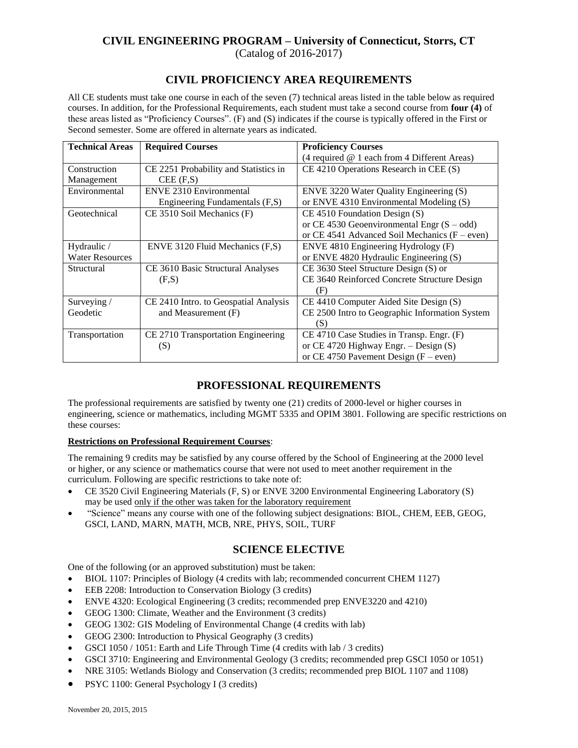# CIVIL ENGINEERING PROGRAM – University of Connecticut, Storrs, CT

(Catalog of 2016-2017)

## CIVIL PROFICIENCY AREA REQUIREMENTS

All CE students must take one course in each of the seven (7) technical areas listed in the table below as required courses. In addition, for the Professional Requirements, each student must take a second course from **four (4)** of these areas listed as "Proficiency Courses". (F) and (S) indicates if the course is typically offered in the First or Second semester. Some are offered in alternate years as indicated.

| Technical Areas | Required Courses | Proficiency Courses (4 required @ 1 each from 4 Different Areas) |
|---|---|---|
| Construction Management | CE 2251 Probability and Statistics in CEE (F,S) | CE 4210 Operations Research in CEE (S) |
| Environmental | ENVE 2310 Environmental Engineering Fundamentals (F,S) | ENVE 3220 Water Quality Engineering (S) or ENVE 4310 Environmental Modeling (S) |
| Geotechnical | CE 3510 Soil Mechanics (F) | CE 4510 Foundation Design (S) or CE 4530 Geoenvironmental Engr (S – odd) or CE 4541 Advanced Soil Mechanics (F – even) |
| Hydraulic / Water Resources | ENVE 3120 Fluid Mechanics (F,S) | ENVE 4810 Engineering Hydrology (F) or ENVE 4820 Hydraulic Engineering (S) |
| Structural | CE 3610 Basic Structural Analyses (F,S) | CE 3630 Steel Structure Design (S) or CE 3640 Reinforced Concrete Structure Design (F) |
| Surveying / Geodetic | CE 2410 Intro. to Geospatial Analysis and Measurement (F) | CE 4410 Computer Aided Site Design (S) CE 2500 Intro to Geographic Information System (S) |
| Transportation | CE 2710 Transportation Engineering (S) | CE 4710 Case Studies in Transp. Engr. (F) or CE 4720 Highway Engr. – Design (S) or CE 4750 Pavement Design (F – even) |

## PROFESSIONAL REQUIREMENTS

The professional requirements are satisfied by twenty one (21) credits of 2000-level or higher courses in engineering, science or mathematics, including MGMT 5335 and OPIM 3801. Following are specific restrictions on these courses:

**Restrictions on Professional Requirement Courses**:

The remaining 9 credits may be satisfied by any course offered by the School of Engineering at the 2000 level or higher, or any science or mathematics course that were not used to meet another requirement in the curriculum. Following are specific restrictions to take note of:

- CE 3520 Civil Engineering Materials (F, S) or ENVE 3200 Environmental Engineering Laboratory (S) may be used only if the other was taken for the laboratory requirement
- "Science" means any course with one of the following subject designations: BIOL, CHEM, EEB, GEOG, GSCI, LAND, MARN, MATH, MCB, NRE, PHYS, SOIL, TURF

## SCIENCE ELECTIVE

One of the following (or an approved substitution) must be taken:

- BIOL 1107: Principles of Biology (4 credits with lab; recommended concurrent CHEM 1127)
- EEB 2208: Introduction to Conservation Biology (3 credits)
- ENVE 4320: Ecological Engineering (3 credits; recommended prep ENVE3220 and 4210)
- GEOG 1300: Climate, Weather and the Environment (3 credits)
- GEOG 1302: GIS Modeling of Environmental Change (4 credits with lab)
- GEOG 2300: Introduction to Physical Geography (3 credits)
- GSCI 1050 / 1051: Earth and Life Through Time (4 credits with lab / 3 credits)
- GSCI 3710: Engineering and Environmental Geology (3 credits; recommended prep GSCI 1050 or 1051)
- NRE 3105: Wetlands Biology and Conservation (3 credits; recommended prep BIOL 1107 and 1108)
- PSYC 1100: General Psychology I (3 credits)

November 20, 2015, 2015